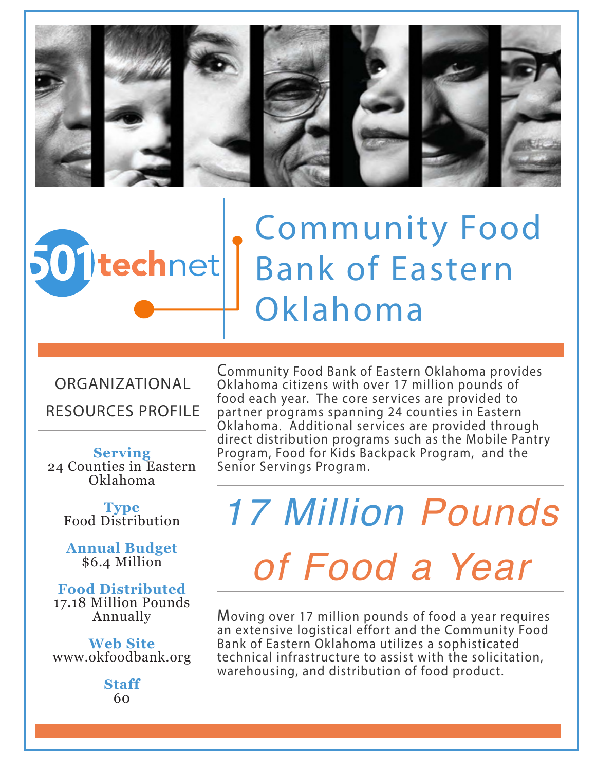501technet

# Community Food Bank of Eastern Oklahoma

## ORGANIZATIONAL RESOURCES PROFILE

**Serving**
24 Counties in Eastern Oklahoma

**Type**
Food Distribution

**Annual Budget**
$6.4 Million

**Food Distributed**
17.18 Million Pounds Annually

**Web Site**
www.okfoodbank.org

**Staff**
60

Community Food Bank of Eastern Oklahoma provides Oklahoma citizens with over 17 million pounds of food each year. The core services are provided to partner programs spanning 24 counties in Eastern Oklahoma. Additional services are provided through direct distribution programs such as the Mobile Pantry Program, Food for Kids Backpack Program, and the Senior Servings Program.

## *17 Million Pounds of Food a Year*

Moving over 17 million pounds of food a year requires an extensive logistical effort and the Community Food Bank of Eastern Oklahoma utilizes a sophisticated technical infrastructure to assist with the solicitation, warehousing, and distribution of food product.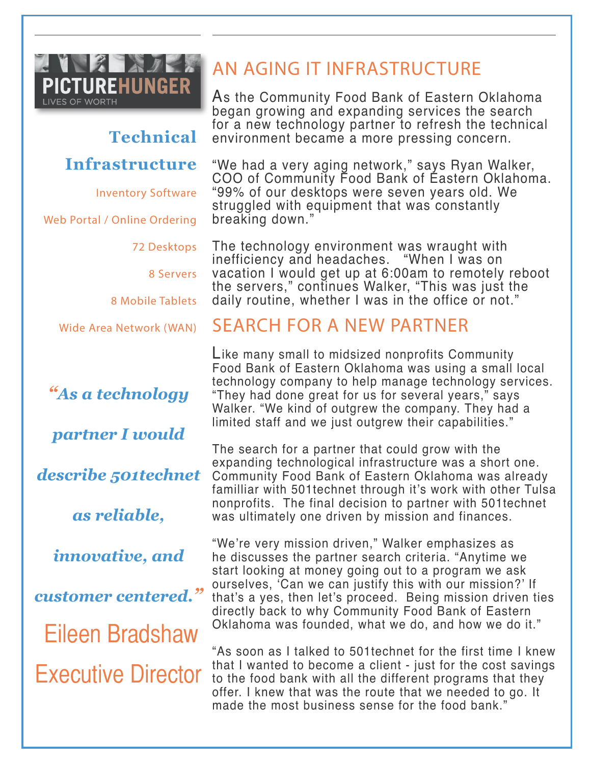PICTUREHUNGER

LIVES OF WORTH

## Technical Infrastructure

Inventory Software

Web Portal / Online Ordering

72 Desktops

8 Servers

8 Mobile Tablets

Wide Area Network (WAN)

***"As a technology partner I would describe 501technet as reliable, innovative, and customer centered."***

Eileen Bradshaw

Executive Director

## AN AGING IT INFRASTRUCTURE

As the Community Food Bank of Eastern Oklahoma began growing and expanding services the search for a new technology partner to refresh the technical environment became a more pressing concern.

"We had a very aging network," says Ryan Walker, COO of Community Food Bank of Eastern Oklahoma. "99% of our desktops were seven years old. We struggled with equipment that was constantly breaking down."

The technology environment was wraught with inefficiency and headaches. "When I was on vacation I would get up at 6:00am to remotely reboot the servers," continues Walker, "This was just the daily routine, whether I was in the office or not."

## SEARCH FOR A NEW PARTNER

Like many small to midsized nonprofits Community Food Bank of Eastern Oklahoma was using a small local technology company to help manage technology services. "They had done great for us for several years," says Walker. "We kind of outgrew the company. They had a limited staff and we just outgrew their capabilities."

The search for a partner that could grow with the expanding technological infrastructure was a short one. Community Food Bank of Eastern Oklahoma was already familliar with 501technet through it's work with other Tulsa nonprofits. The final decision to partner with 501technet was ultimately one driven by mission and finances.

"We're very mission driven," Walker emphasizes as he discusses the partner search criteria. "Anytime we start looking at money going out to a program we ask ourselves, 'Can we can justify this with our mission?' If that's a yes, then let's proceed. Being mission driven ties directly back to why Community Food Bank of Eastern Oklahoma was founded, what we do, and how we do it."

"As soon as I talked to 501technet for the first time I knew that I wanted to become a client - just for the cost savings to the food bank with all the different programs that they offer. I knew that was the route that we needed to go. It made the most business sense for the food bank."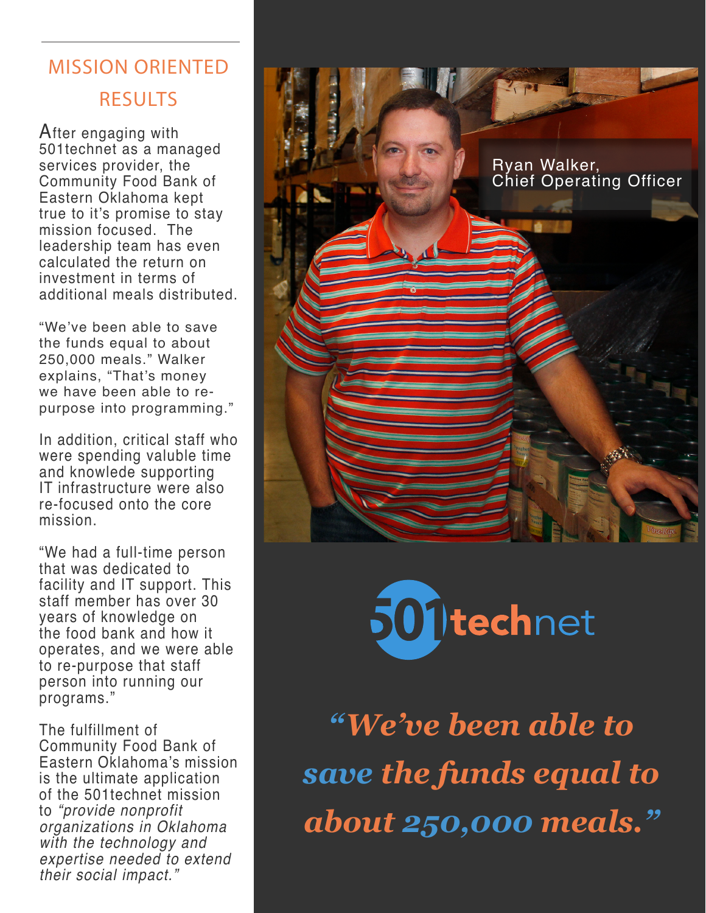## MISSION ORIENTED RESULTS

After engaging with 501technet as a managed services provider, the Community Food Bank of Eastern Oklahoma kept true to it's promise to stay mission focused. The leadership team has even calculated the return on investment in terms of additional meals distributed.

"We've been able to save the funds equal to about 250,000 meals." Walker explains, "That's money we have been able to re-purpose into programming."

In addition, critical staff who were spending valuble time and knowlede supporting IT infrastructure were also re-focused onto the core mission.

"We had a full-time person that was dedicated to facility and IT support. This staff member has over 30 years of knowledge on the food bank and how it operates, and we were able to re-purpose that staff person into running our programs."

The fulfillment of Community Food Bank of Eastern Oklahoma's mission is the ultimate application of the 501technet mission to *"provide nonprofit organizations in Oklahoma with the technology and expertise needed to extend their social impact."*

Ryan Walker, Chief Operating Officer

501technet

***"We've been able to save the funds equal to about 250,000 meals."***